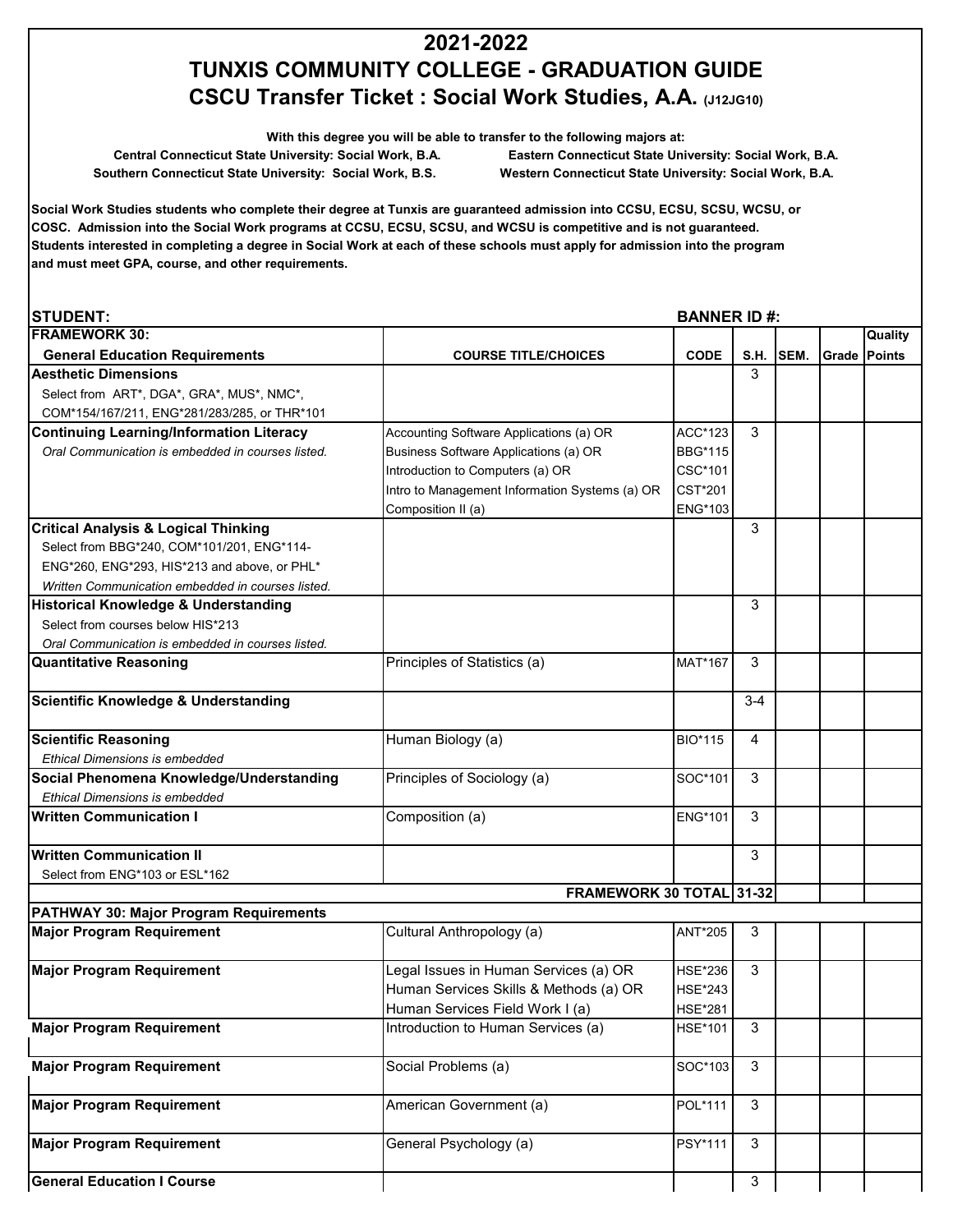# 2021-2022

# TUNXIS COMMUNITY COLLEGE - GRADUATION GUIDE

## CSCU Transfer Ticket : Social Work Studies, A.A. (J12JG10)

**With this degree you will be able to transfer to the following majors at:**

**Central Connecticut State University: Social Work, B.A.**
**Eastern Connecticut State University: Social Work, B.A.**
**Southern Connecticut State University: Social Work, B.S.**
**Western Connecticut State University: Social Work, B.A.**

**Social Work Studies students who complete their degree at Tunxis are guaranteed admission into CCSU, ECSU, SCSU, WCSU, or COSC. Admission into the Social Work programs at CCSU, ECSU, SCSU, and WCSU is competitive and is not guaranteed. Students interested in completing a degree in Social Work at each of these schools must apply for admission into the program and must meet GPA, course, and other requirements.**

**STUDENT:** **BANNER ID #:**

| FRAMEWORK 30: General Education Requirements | COURSE TITLE/CHOICES | CODE | S.H. | SEM. | Grade | Quality Points |
|---|---|---|---|---|---|---|
| **Aesthetic Dimensions** Select from ART*, DGA*, GRA*, MUS*, NMC*, COM*154/167/211, ENG*281/283/285, or THR*101 | | | 3 | | | |
| **Continuing Learning/Information Literacy** *Oral Communication is embedded in courses listed.* | Accounting Software Applications (a) OR Business Software Applications (a) OR Introduction to Computers (a) OR Intro to Management Information Systems (a) OR Composition II (a) | ACC*123 BBG*115 CSC*101 CST*201 ENG*103 | 3 | | | |
| **Critical Analysis & Logical Thinking** Select from BBG*240, COM*101/201, ENG*114-ENG*260, ENG*293, HIS*213 and above, or PHL* *Written Communication embedded in courses listed.* | | | 3 | | | |
| **Historical Knowledge & Understanding** Select from courses below HIS*213 *Oral Communication is embedded in courses listed.* | | | 3 | | | |
| **Quantitative Reasoning** | Principles of Statistics (a) | MAT*167 | 3 | | | |
| **Scientific Knowledge & Understanding** | | | 3-4 | | | |
| **Scientific Reasoning** *Ethical Dimensions is embedded* | Human Biology (a) | BIO*115 | 4 | | | |
| **Social Phenomena Knowledge/Understanding** *Ethical Dimensions is embedded* | Principles of Sociology (a) | SOC*101 | 3 | | | |
| **Written Communication I** | Composition (a) | ENG*101 | 3 | | | |
| **Written Communication II** Select from ENG*103 or ESL*162 | | | 3 | | | |
| | | **FRAMEWORK 30 TOTAL** | **31-32** | | | |
| **PATHWAY 30: Major Program Requirements** | | | | | | |
| **Major Program Requirement** | Cultural Anthropology (a) | ANT*205 | 3 | | | |
| **Major Program Requirement** | Legal Issues in Human Services (a) OR Human Services Skills & Methods (a) OR Human Services Field Work I (a) | HSE*236 HSE*243 HSE*281 | 3 | | | |
| **Major Program Requirement** | Introduction to Human Services (a) | HSE*101 | 3 | | | |
| **Major Program Requirement** | Social Problems (a) | SOC*103 | 3 | | | |
| **Major Program Requirement** | American Government (a) | POL*111 | 3 | | | |
| **Major Program Requirement** | General Psychology (a) | PSY*111 | 3 | | | |
| **General Education I Course** | | | 3 | | | |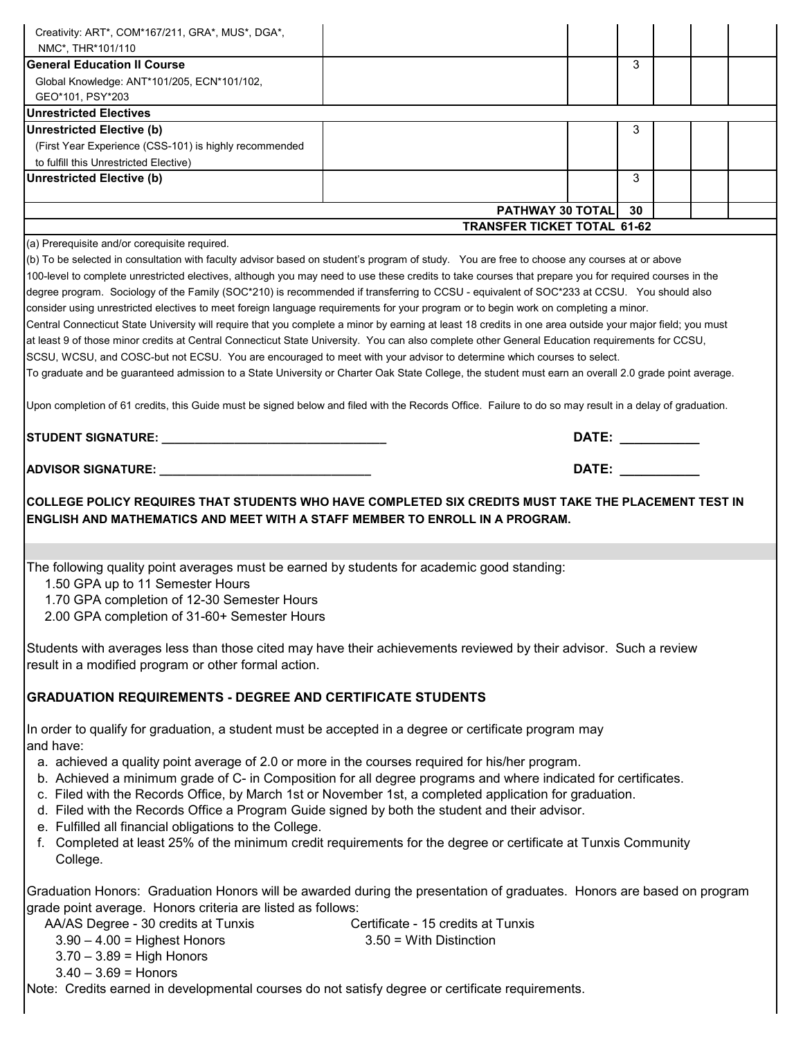| | | | | | | |
|---|---|---|---|---|---|---|
| Creativity: ART*, COM*167/211, GRA*, MUS*, DGA*, NMC*, THR*101/110 | | | | | | |
| **General Education II Course** Global Knowledge: ANT*101/205, ECN*101/102, GEO*101, PSY*203 | | | 3 | | | |
| **Unrestricted Electives** | | | | | | |
| **Unrestricted Elective (b)** (First Year Experience (CSS-101) is highly recommended to fulfill this Unrestricted Elective) | | | 3 | | | |
| **Unrestricted Elective (b)** | | | 3 | | | |
| | **PATHWAY 30 TOTAL** | | **30** | | | |
| | **TRANSFER TICKET TOTAL 61-62** | | | | | |

(a) Prerequisite and/or corequisite required.
(b) To be selected in consultation with faculty advisor based on student's program of study. You are free to choose any courses at or above 100-level to complete unrestricted electives, although you may need to use these credits to take courses that prepare you for required courses in the degree program. Sociology of the Family (SOC*210) is recommended if transferring to CCSU - equivalent of SOC*233 at CCSU. You should also consider using unrestricted electives to meet foreign language requirements for your program or to begin work on completing a minor.
Central Connecticut State University will require that you complete a minor by earning at least 18 credits in one area outside your major field; you must at least 9 of those minor credits at Central Connecticut State University. You can also complete other General Education requirements for CCSU, SCSU, WCSU, and COSC-but not ECSU. You are encouraged to meet with your advisor to determine which courses to select.
To graduate and be guaranteed admission to a State University or Charter Oak State College, the student must earn an overall 2.0 grade point average.

Upon completion of 61 credits, this Guide must be signed below and filed with the Records Office. Failure to do so may result in a delay of graduation.

**STUDENT SIGNATURE: ________________________________** **DATE: ___________**

**ADVISOR SIGNATURE: ______________________________** **DATE: ___________**

**COLLEGE POLICY REQUIRES THAT STUDENTS WHO HAVE COMPLETED SIX CREDITS MUST TAKE THE PLACEMENT TEST IN ENGLISH AND MATHEMATICS AND MEET WITH A STAFF MEMBER TO ENROLL IN A PROGRAM.**

The following quality point averages must be earned by students for academic good standing:

- 1.50 GPA up to 11 Semester Hours
- 1.70 GPA completion of 12-30 Semester Hours
- 2.00 GPA completion of 31-60+ Semester Hours

Students with averages less than those cited may have their achievements reviewed by their advisor. Such a review result in a modified program or other formal action.

## GRADUATION REQUIREMENTS - DEGREE AND CERTIFICATE STUDENTS

In order to qualify for graduation, a student must be accepted in a degree or certificate program may and have:

a. achieved a quality point average of 2.0 or more in the courses required for his/her program.
b. Achieved a minimum grade of C- in Composition for all degree programs and where indicated for certificates.
c. Filed with the Records Office, by March 1st or November 1st, a completed application for graduation.
d. Filed with the Records Office a Program Guide signed by both the student and their advisor.
e. Fulfilled all financial obligations to the College.
f. Completed at least 25% of the minimum credit requirements for the degree or certificate at Tunxis Community College.

Graduation Honors: Graduation Honors will be awarded during the presentation of graduates. Honors are based on program grade point average. Honors criteria are listed as follows:

AA/AS Degree - 30 credits at Tunxis
- 3.90 – 4.00 = Highest Honors
- 3.70 – 3.89 = High Honors
- 3.40 – 3.69 = Honors

Certificate - 15 credits at Tunxis
- 3.50 = With Distinction

Note: Credits earned in developmental courses do not satisfy degree or certificate requirements.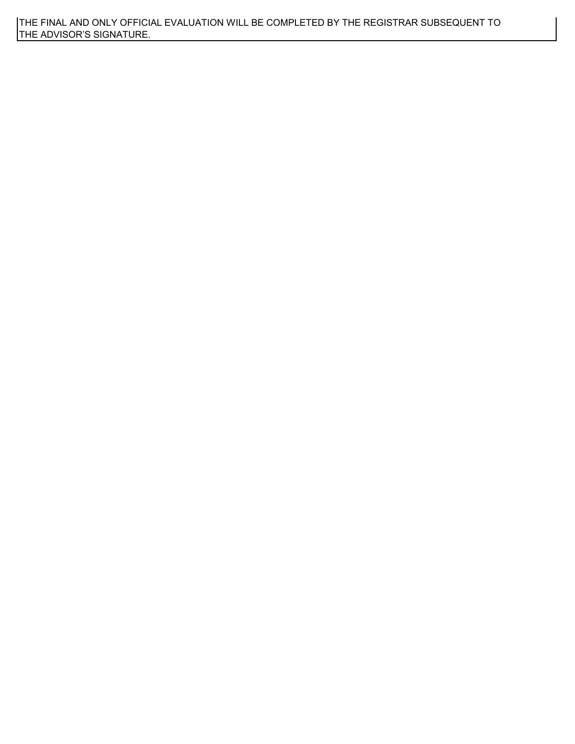THE FINAL AND ONLY OFFICIAL EVALUATION WILL BE COMPLETED BY THE REGISTRAR SUBSEQUENT TO THE ADVISOR'S SIGNATURE.